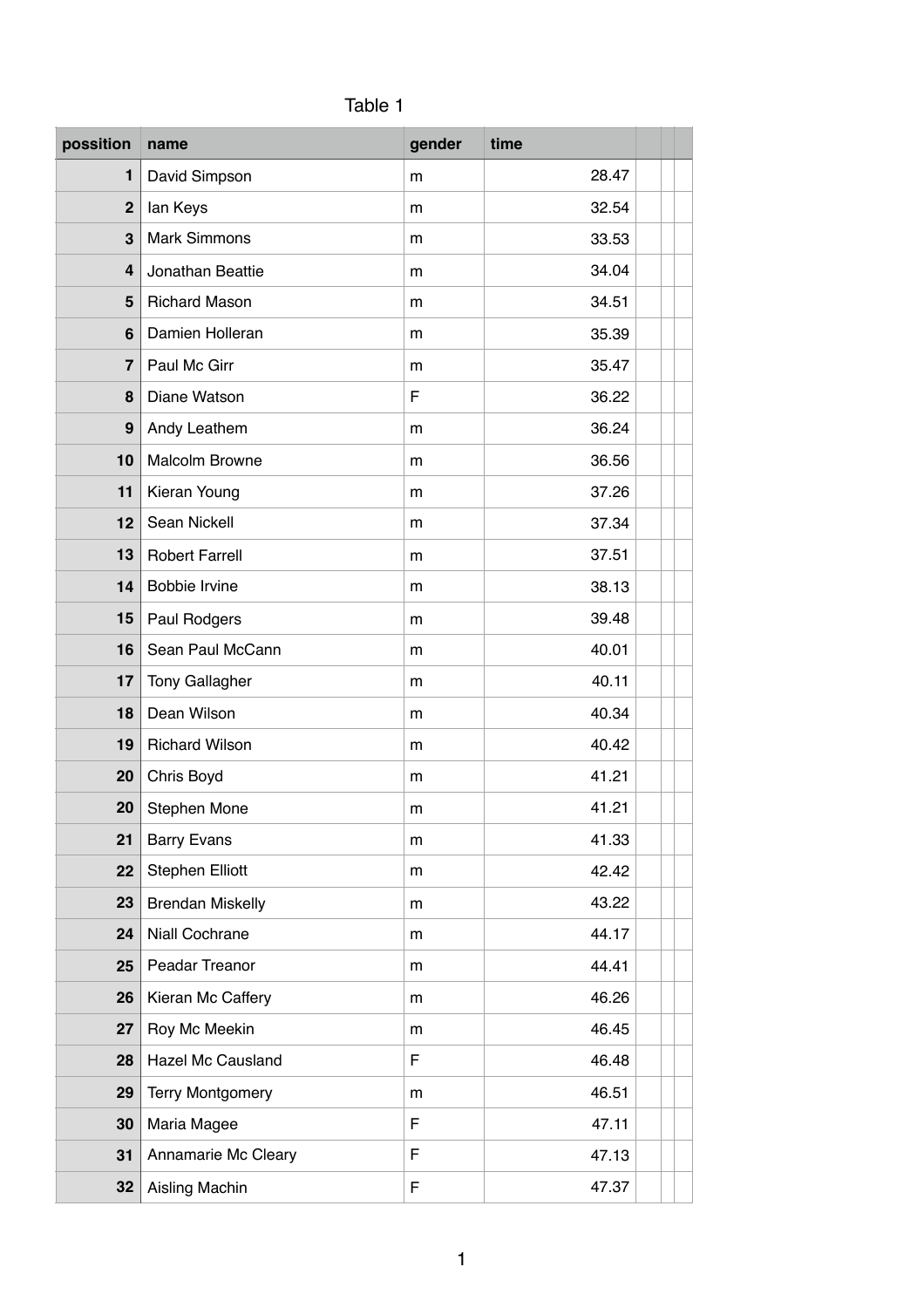Table 1

| possition | name | gender | time |
|---|---|---|---|
| 1 | David Simpson | m | 28.47 |
| 2 | Ian Keys | m | 32.54 |
| 3 | Mark Simmons | m | 33.53 |
| 4 | Jonathan Beattie | m | 34.04 |
| 5 | Richard Mason | m | 34.51 |
| 6 | Damien Holleran | m | 35.39 |
| 7 | Paul Mc Girr | m | 35.47 |
| 8 | Diane Watson | F | 36.22 |
| 9 | Andy Leathem | m | 36.24 |
| 10 | Malcolm Browne | m | 36.56 |
| 11 | Kieran Young | m | 37.26 |
| 12 | Sean Nickell | m | 37.34 |
| 13 | Robert Farrell | m | 37.51 |
| 14 | Bobbie Irvine | m | 38.13 |
| 15 | Paul Rodgers | m | 39.48 |
| 16 | Sean Paul McCann | m | 40.01 |
| 17 | Tony Gallagher | m | 40.11 |
| 18 | Dean Wilson | m | 40.34 |
| 19 | Richard Wilson | m | 40.42 |
| 20 | Chris Boyd | m | 41.21 |
| 20 | Stephen Mone | m | 41.21 |
| 21 | Barry Evans | m | 41.33 |
| 22 | Stephen Elliott | m | 42.42 |
| 23 | Brendan Miskelly | m | 43.22 |
| 24 | Niall Cochrane | m | 44.17 |
| 25 | Peadar Treanor | m | 44.41 |
| 26 | Kieran Mc Caffery | m | 46.26 |
| 27 | Roy Mc Meekin | m | 46.45 |
| 28 | Hazel Mc Causland | F | 46.48 |
| 29 | Terry Montgomery | m | 46.51 |
| 30 | Maria Magee | F | 47.11 |
| 31 | Annamarie Mc Cleary | F | 47.13 |
| 32 | Aisling Machin | F | 47.37 |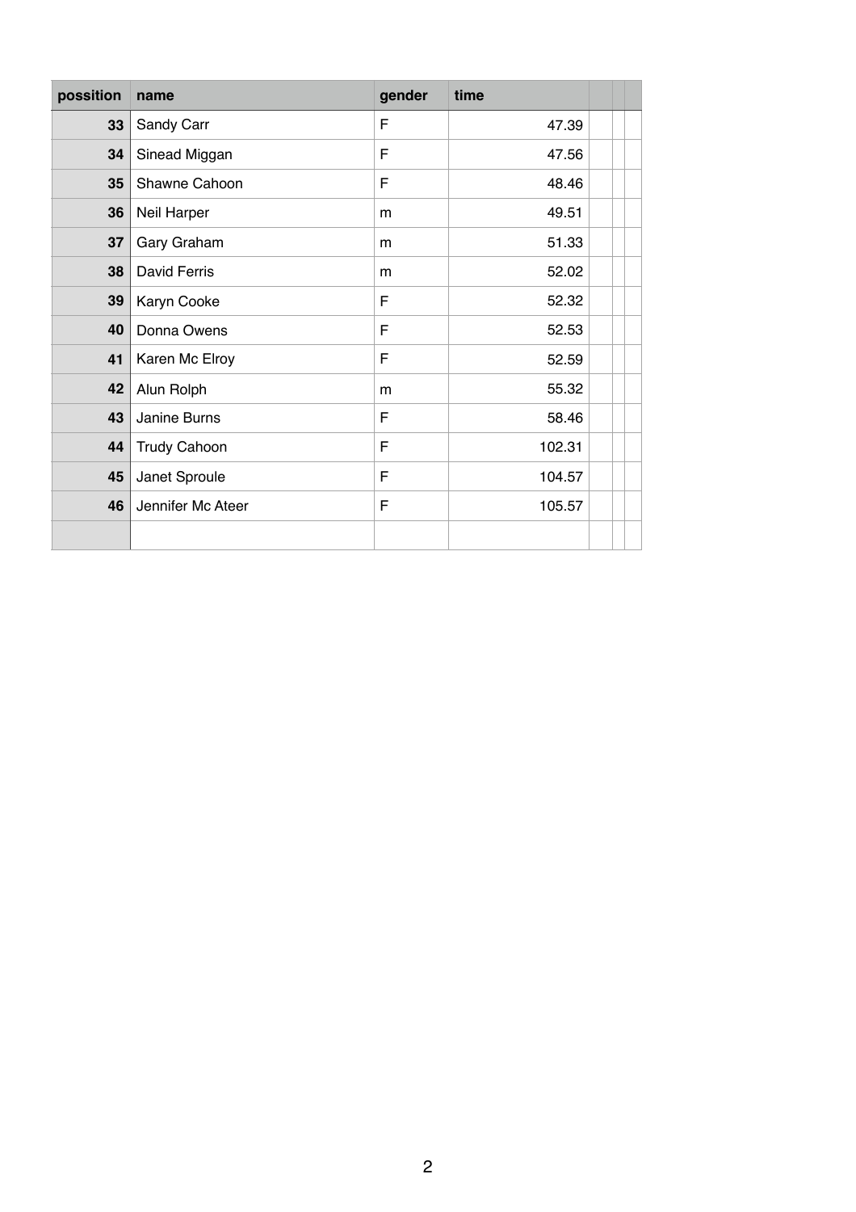| possition | name | gender | time | | | |
|---|---|---|---|---|---|---|
| 33 | Sandy Carr | F | 47.39 | | | |
| 34 | Sinead Miggan | F | 47.56 | | | |
| 35 | Shawne Cahoon | F | 48.46 | | | |
| 36 | Neil Harper | m | 49.51 | | | |
| 37 | Gary Graham | m | 51.33 | | | |
| 38 | David Ferris | m | 52.02 | | | |
| 39 | Karyn Cooke | F | 52.32 | | | |
| 40 | Donna Owens | F | 52.53 | | | |
| 41 | Karen Mc Elroy | F | 52.59 | | | |
| 42 | Alun Rolph | m | 55.32 | | | |
| 43 | Janine Burns | F | 58.46 | | | |
| 44 | Trudy Cahoon | F | 102.31 | | | |
| 45 | Janet Sproule | F | 104.57 | | | |
| 46 | Jennifer Mc Ateer | F | 105.57 | | | |
| | | | | | | |